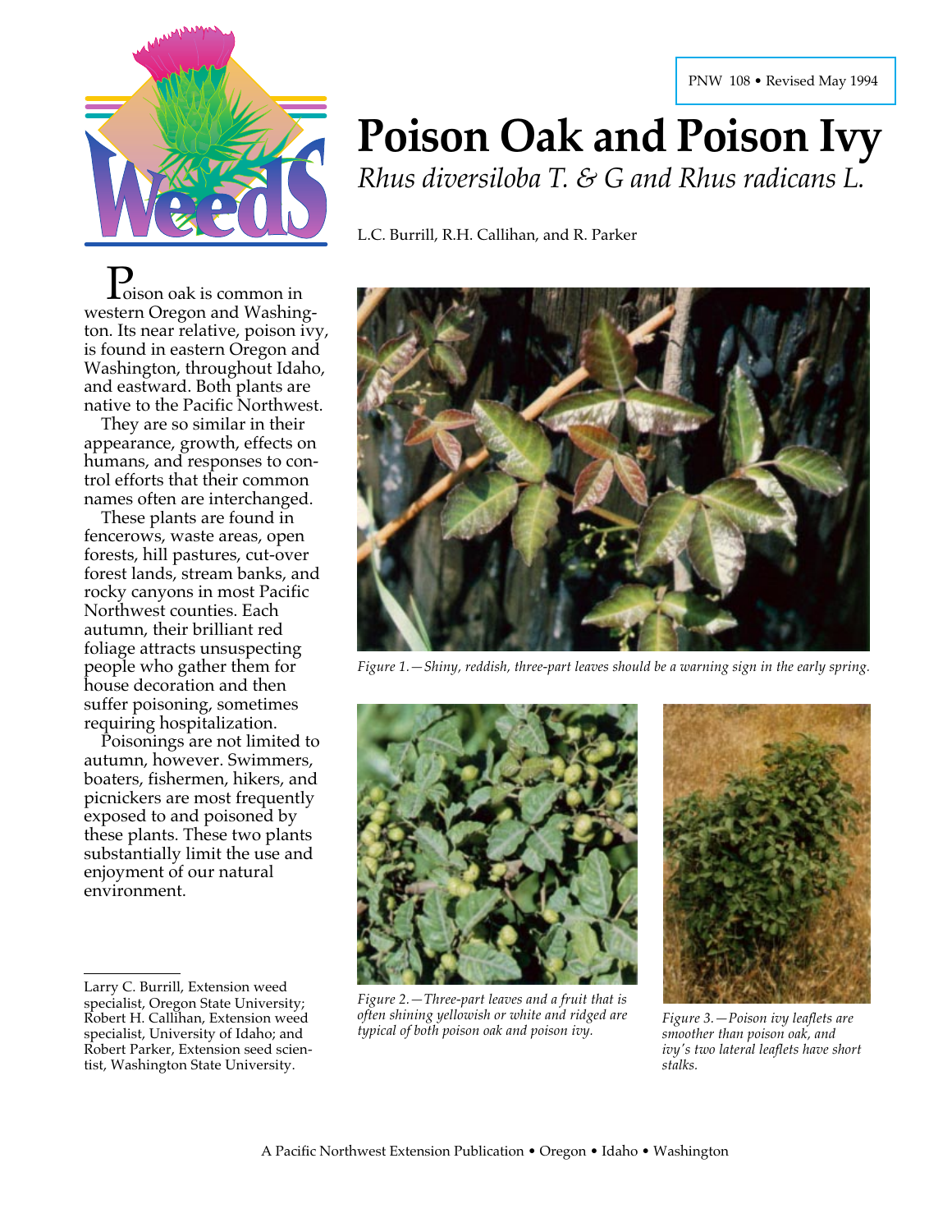PNW 108 • Revised May 1994

# Poison Oak and Poison Ivy

*Rhus diversiloba T. & G and Rhus radicans L.*

L.C. Burrill, R.H. Callihan, and R. Parker

Poison oak is common in western Oregon and Washington. Its near relative, poison ivy, is found in eastern Oregon and Washington, throughout Idaho, and eastward. Both plants are native to the Pacific Northwest.

They are so similar in their appearance, growth, effects on humans, and responses to control efforts that their common names often are interchanged.

These plants are found in fencerows, waste areas, open forests, hill pastures, cut-over forest lands, stream banks, and rocky canyons in most Pacific Northwest counties. Each autumn, their brilliant red foliage attracts unsuspecting people who gather them for house decoration and then suffer poisoning, sometimes requiring hospitalization.

Poisonings are not limited to autumn, however. Swimmers, boaters, fishermen, hikers, and picnickers are most frequently exposed to and poisoned by these plants. These two plants substantially limit the use and enjoyment of our natural environment.

*Figure 1.—Shiny, reddish, three-part leaves should be a warning sign in the early spring.*

*Figure 2.—Three-part leaves and a fruit that is often shining yellowish or white and ridged are typical of both poison oak and poison ivy.*

*Figure 3.—Poison ivy leaflets are smoother than poison oak, and ivy's two lateral leaflets have short stalks.*

---

Larry C. Burrill, Extension weed specialist, Oregon State University; Robert H. Callihan, Extension weed specialist, University of Idaho; and Robert Parker, Extension seed scientist, Washington State University.

A Pacific Northwest Extension Publication • Oregon • Idaho • Washington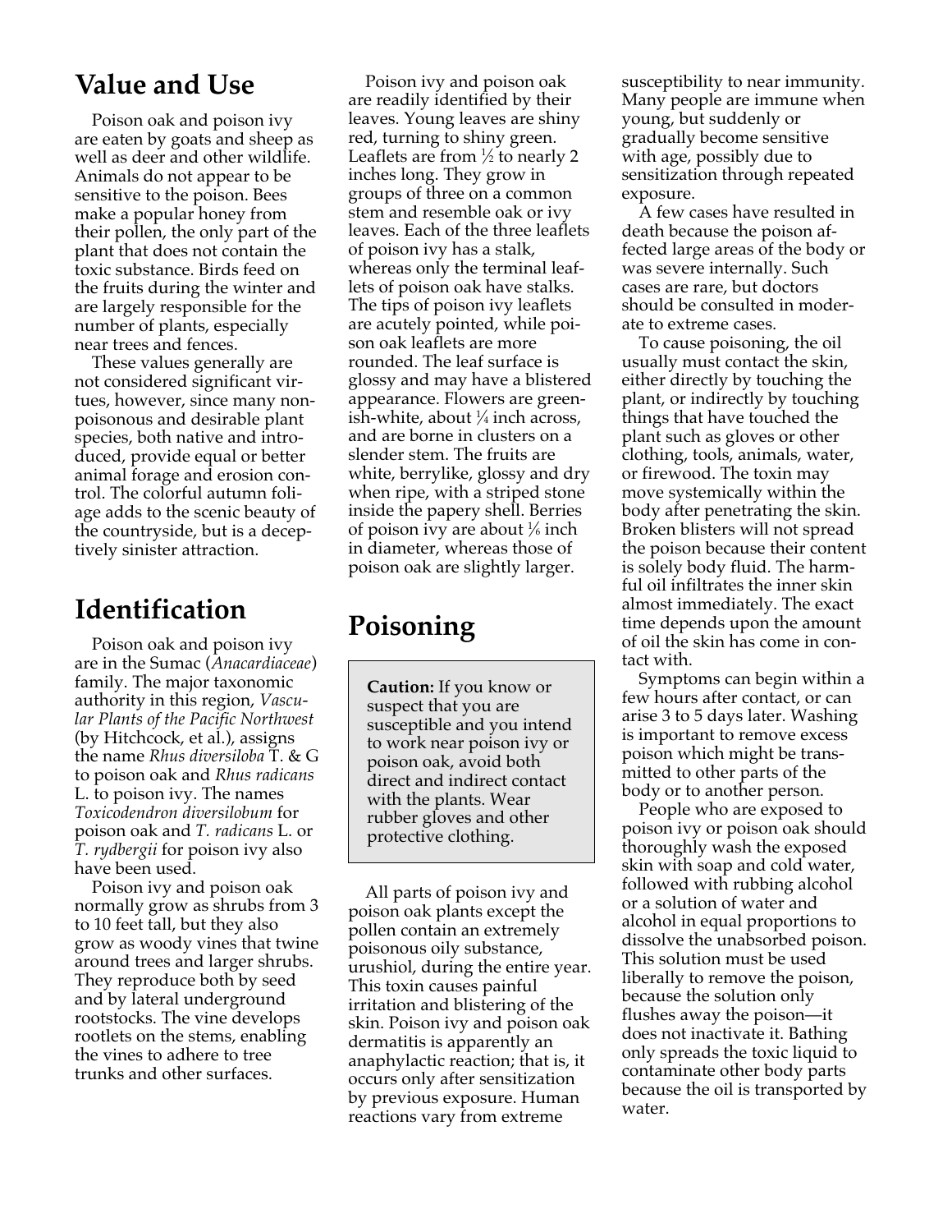## Value and Use

Poison oak and poison ivy are eaten by goats and sheep as well as deer and other wildlife. Animals do not appear to be sensitive to the poison. Bees make a popular honey from their pollen, the only part of the plant that does not contain the toxic substance. Birds feed on the fruits during the winter and are largely responsible for the number of plants, especially near trees and fences.

These values generally are not considered significant virtues, however, since many nonpoisonous and desirable plant species, both native and introduced, provide equal or better animal forage and erosion control. The colorful autumn foliage adds to the scenic beauty of the countryside, but is a deceptively sinister attraction.

## Identification

Poison oak and poison ivy are in the Sumac (*Anacardiaceae*) family. The major taxonomic authority in this region, *Vascular Plants of the Pacific Northwest* (by Hitchcock, et al.), assigns the name *Rhus diversiloba* T. & G to poison oak and *Rhus radicans* L. to poison ivy. The names *Toxicodendron diversilobum* for poison oak and *T. radicans* L. or *T. rydbergii* for poison ivy also have been used.

Poison ivy and poison oak normally grow as shrubs from 3 to 10 feet tall, but they also grow as woody vines that twine around trees and larger shrubs. They reproduce both by seed and by lateral underground rootstocks. The vine develops rootlets on the stems, enabling the vines to adhere to tree trunks and other surfaces.

Poison ivy and poison oak are readily identified by their leaves. Young leaves are shiny red, turning to shiny green. Leaflets are from ½ to nearly 2 inches long. They grow in groups of three on a common stem and resemble oak or ivy leaves. Each of the three leaflets of poison ivy has a stalk, whereas only the terminal leaflets of poison oak have stalks. The tips of poison ivy leaflets are acutely pointed, while poison oak leaflets are more rounded. The leaf surface is glossy and may have a blistered appearance. Flowers are greenish-white, about ¼ inch across, and are borne in clusters on a slender stem. The fruits are white, berrylike, glossy and dry when ripe, with a striped stone inside the papery shell. Berries of poison ivy are about ⅙ inch in diameter, whereas those of poison oak are slightly larger.

## Poisoning

> **Caution:** If you know or suspect that you are susceptible and you intend to work near poison ivy or poison oak, avoid both direct and indirect contact with the plants. Wear rubber gloves and other protective clothing.

All parts of poison ivy and poison oak plants except the pollen contain an extremely poisonous oily substance, urushiol, during the entire year. This toxin causes painful irritation and blistering of the skin. Poison ivy and poison oak dermatitis is apparently an anaphylactic reaction; that is, it occurs only after sensitization by previous exposure. Human reactions vary from extreme susceptibility to near immunity. Many people are immune when young, but suddenly or gradually become sensitive with age, possibly due to sensitization through repeated exposure.

A few cases have resulted in death because the poison affected large areas of the body or was severe internally. Such cases are rare, but doctors should be consulted in moderate to extreme cases.

To cause poisoning, the oil usually must contact the skin, either directly by touching the plant, or indirectly by touching things that have touched the plant such as gloves or other clothing, tools, animals, water, or firewood. The toxin may move systemically within the body after penetrating the skin. Broken blisters will not spread the poison because their content is solely body fluid. The harmful oil infiltrates the inner skin almost immediately. The exact time depends upon the amount of oil the skin has come in contact with.

Symptoms can begin within a few hours after contact, or can arise 3 to 5 days later. Washing is important to remove excess poison which might be transmitted to other parts of the body or to another person.

People who are exposed to poison ivy or poison oak should thoroughly wash the exposed skin with soap and cold water, followed with rubbing alcohol or a solution of water and alcohol in equal proportions to dissolve the unabsorbed poison. This solution must be used liberally to remove the poison, because the solution only flushes away the poison—it does not inactivate it. Bathing only spreads the toxic liquid to contaminate other body parts because the oil is transported by water.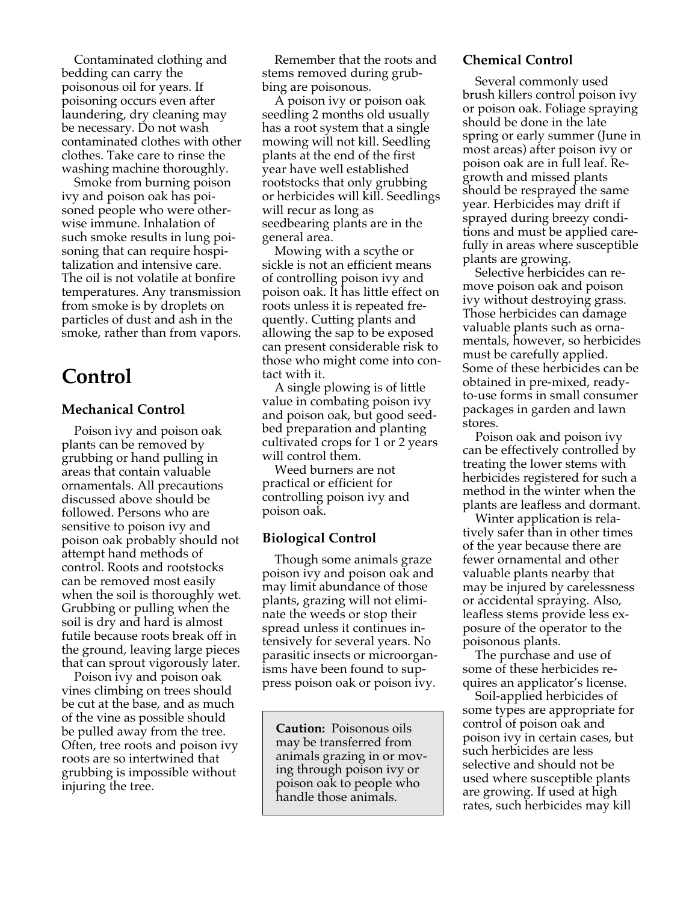Contaminated clothing and bedding can carry the poisonous oil for years. If poisoning occurs even after laundering, dry cleaning may be necessary. Do not wash contaminated clothes with other clothes. Take care to rinse the washing machine thoroughly.

Smoke from burning poison ivy and poison oak has poisoned people who were otherwise immune. Inhalation of such smoke results in lung poisoning that can require hospitalization and intensive care. The oil is not volatile at bonfire temperatures. Any transmission from smoke is by droplets on particles of dust and ash in the smoke, rather than from vapors.

# Control

## Mechanical Control

Poison ivy and poison oak plants can be removed by grubbing or hand pulling in areas that contain valuable ornamentals. All precautions discussed above should be followed. Persons who are sensitive to poison ivy and poison oak probably should not attempt hand methods of control. Roots and rootstocks can be removed most easily when the soil is thoroughly wet. Grubbing or pulling when the soil is dry and hard is almost futile because roots break off in the ground, leaving large pieces that can sprout vigorously later.

Poison ivy and poison oak vines climbing on trees should be cut at the base, and as much of the vine as possible should be pulled away from the tree. Often, tree roots and poison ivy roots are so intertwined that grubbing is impossible without injuring the tree.

Remember that the roots and stems removed during grubbing are poisonous.

A poison ivy or poison oak seedling 2 months old usually has a root system that a single mowing will not kill. Seedling plants at the end of the first year have well established rootstocks that only grubbing or herbicides will kill. Seedlings will recur as long as seedbearing plants are in the general area.

Mowing with a scythe or sickle is not an efficient means of controlling poison ivy and poison oak. It has little effect on roots unless it is repeated frequently. Cutting plants and allowing the sap to be exposed can present considerable risk to those who might come into contact with it.

A single plowing is of little value in combating poison ivy and poison oak, but good seedbed preparation and planting cultivated crops for 1 or 2 years will control them.

Weed burners are not practical or efficient for controlling poison ivy and poison oak.

## Biological Control

Though some animals graze poison ivy and poison oak and may limit abundance of those plants, grazing will not eliminate the weeds or stop their spread unless it continues intensively for several years. No parasitic insects or microorganisms have been found to suppress poison oak or poison ivy.

**Caution:** Poisonous oils may be transferred from animals grazing in or moving through poison ivy or poison oak to people who handle those animals.

## Chemical Control

Several commonly used brush killers control poison ivy or poison oak. Foliage spraying should be done in the late spring or early summer (June in most areas) after poison ivy or poison oak are in full leaf. Regrowth and missed plants should be resprayed the same year. Herbicides may drift if sprayed during breezy conditions and must be applied carefully in areas where susceptible plants are growing.

Selective herbicides can remove poison oak and poison ivy without destroying grass. Those herbicides can damage valuable plants such as ornamentals, however, so herbicides must be carefully applied. Some of these herbicides can be obtained in pre-mixed, ready-to-use forms in small consumer packages in garden and lawn stores.

Poison oak and poison ivy can be effectively controlled by treating the lower stems with herbicides registered for such a method in the winter when the plants are leafless and dormant.

Winter application is relatively safer than in other times of the year because there are fewer ornamental and other valuable plants nearby that may be injured by carelessness or accidental spraying. Also, leafless stems provide less exposure of the operator to the poisonous plants.

The purchase and use of some of these herbicides requires an applicator's license.

Soil-applied herbicides of some types are appropriate for control of poison oak and poison ivy in certain cases, but such herbicides are less selective and should not be used where susceptible plants are growing. If used at high rates, such herbicides may kill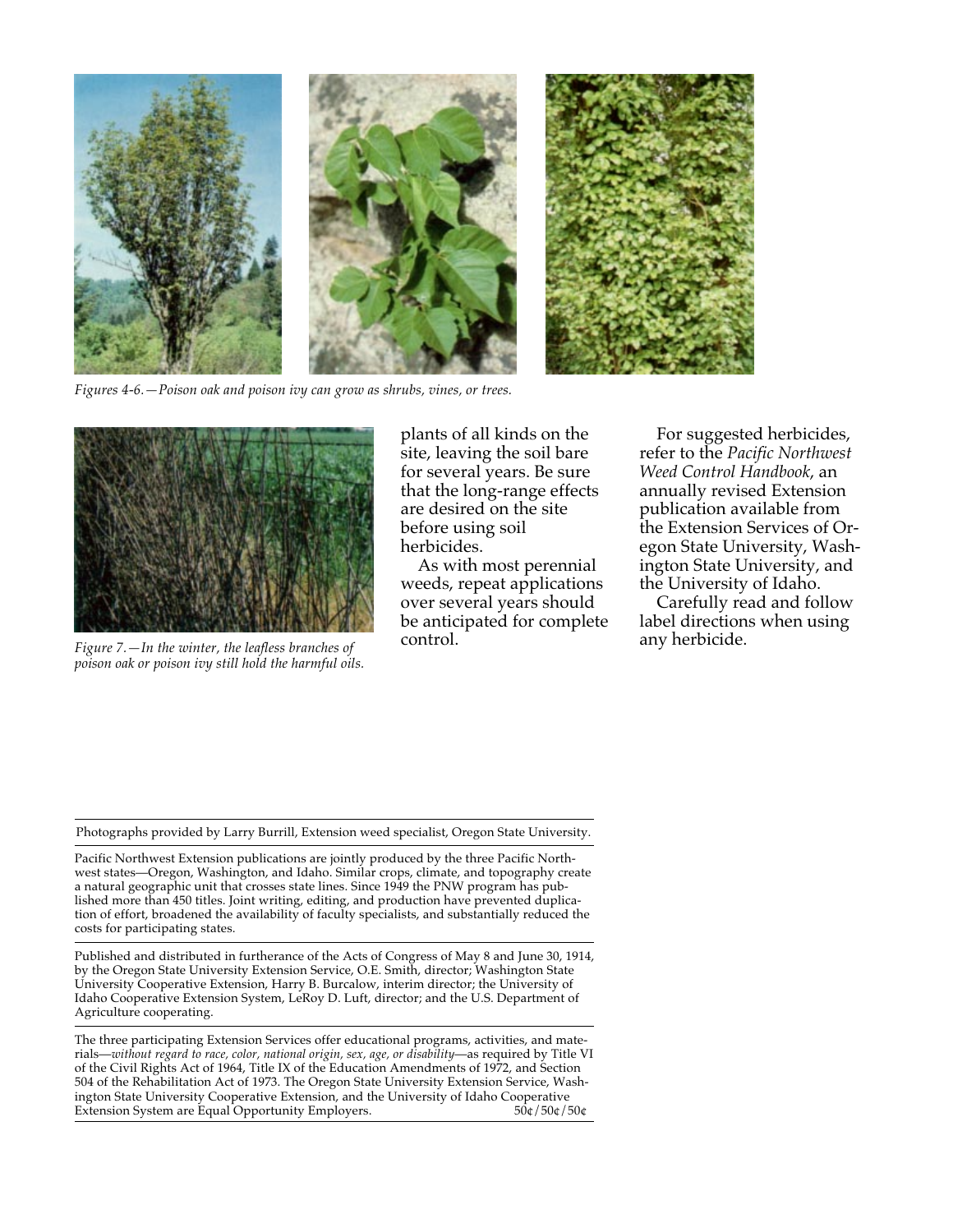*Figures 4-6.—Poison oak and poison ivy can grow as shrubs, vines, or trees.*

*Figure 7.—In the winter, the leafless branches of poison oak or poison ivy still hold the harmful oils.*

plants of all kinds on the site, leaving the soil bare for several years. Be sure that the long-range effects are desired on the site before using soil herbicides.

As with most perennial weeds, repeat applications over several years should be anticipated for complete control.

For suggested herbicides, refer to the *Pacific Northwest Weed Control Handbook*, an annually revised Extension publication available from the Extension Services of Oregon State University, Washington State University, and the University of Idaho.

Carefully read and follow label directions when using any herbicide.

---

Photographs provided by Larry Burrill, Extension weed specialist, Oregon State University.

---

Pacific Northwest Extension publications are jointly produced by the three Pacific Northwest states—Oregon, Washington, and Idaho. Similar crops, climate, and topography create a natural geographic unit that crosses state lines. Since 1949 the PNW program has published more than 450 titles. Joint writing, editing, and production have prevented duplication of effort, broadened the availability of faculty specialists, and substantially reduced the costs for participating states.

---

Published and distributed in furtherance of the Acts of Congress of May 8 and June 30, 1914, by the Oregon State University Extension Service, O.E. Smith, director; Washington State University Cooperative Extension, Harry B. Burcalow, interim director; the University of Idaho Cooperative Extension System, LeRoy D. Luft, director; and the U.S. Department of Agriculture cooperating.

---

The three participating Extension Services offer educational programs, activities, and materials—*without regard to race, color, national origin, sex, age, or disability*—as required by Title VI of the Civil Rights Act of 1964, Title IX of the Education Amendments of 1972, and Section 504 of the Rehabilitation Act of 1973. The Oregon State University Extension Service, Washington State University Cooperative Extension, and the University of Idaho Cooperative Extension System are Equal Opportunity Employers. 50¢/50¢/50¢